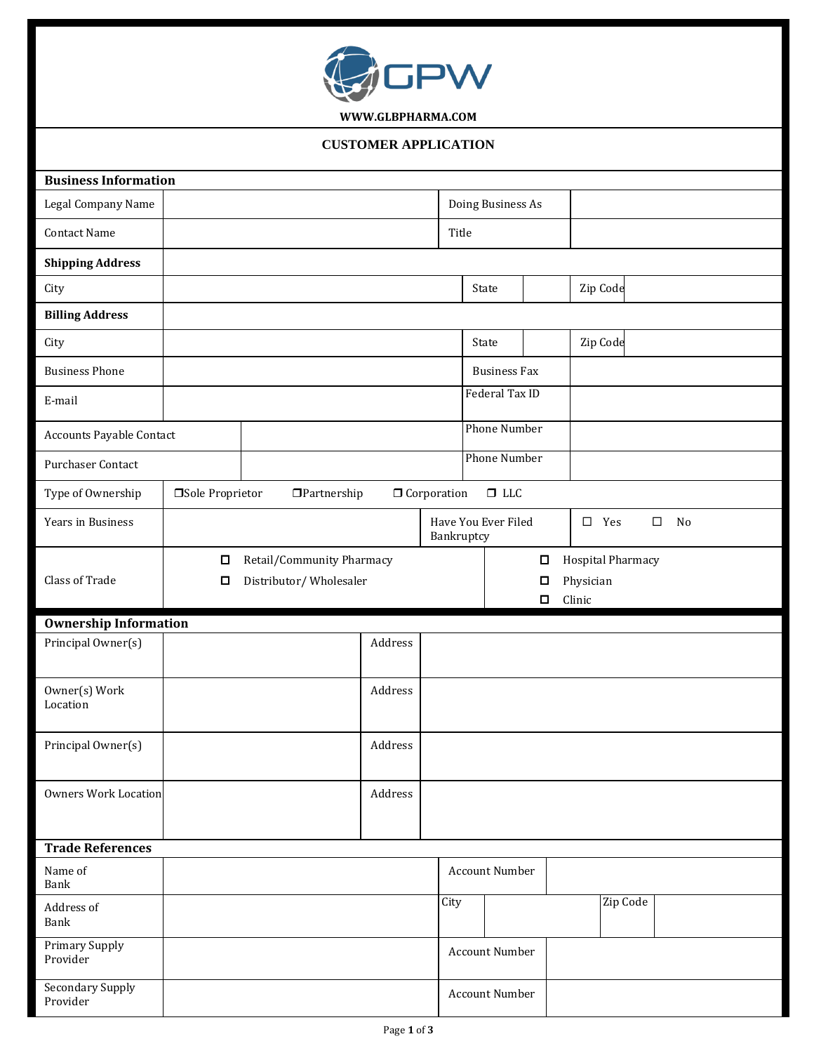GPW

**WWW.GLBPHARMA.COM**

# CUSTOMER APPLICATION

## Business Information

| | | | |
|---|---|---|---|
| Legal Company Name | | Doing Business As | |
| Contact Name | | Title | |

| | | | | | |
|---|---|---|---|---|---|
| **Shipping Address** | | | | | |
| City | | State | | Zip Code | |
| **Billing Address** | | | | | |
| City | | State | | Zip Code | |

| | | | |
|---|---|---|---|
| Business Phone | | Business Fax | |
| E-mail | | Federal Tax ID | |
| Accounts Payable Contact | | Phone Number | |
| Purchaser Contact | | Phone Number | |

| | |
|---|---|
| Type of Ownership | ☐ Sole Proprietor ☐ Partnership ☐ Corporation ☐ LLC |

| | | | |
|---|---|---|---|
| Years in Business | | Have You Ever Filed Bankruptcy | ☐ Yes ☐ No |

| | | |
|---|---|---|
| Class of Trade | ☐ Retail/Community Pharmacy<br>☐ Distributor/ Wholesaler | ☐ Hospital Pharmacy<br>☐ Physician<br>☐ Clinic |

## Ownership Information

| | | | |
|---|---|---|---|
| Principal Owner(s) | | Address | |
| Owner(s) Work Location | | Address | |
| Principal Owner(s) | | Address | |
| Owners Work Location | | Address | |

## Trade References

| | | | | | |
|---|---|---|---|---|---|
| Name of Bank | | Account Number | | | |
| Address of Bank | | City | | Zip Code | |
| Primary Supply Provider | | Account Number | | | |
| Secondary Supply Provider | | Account Number | | | |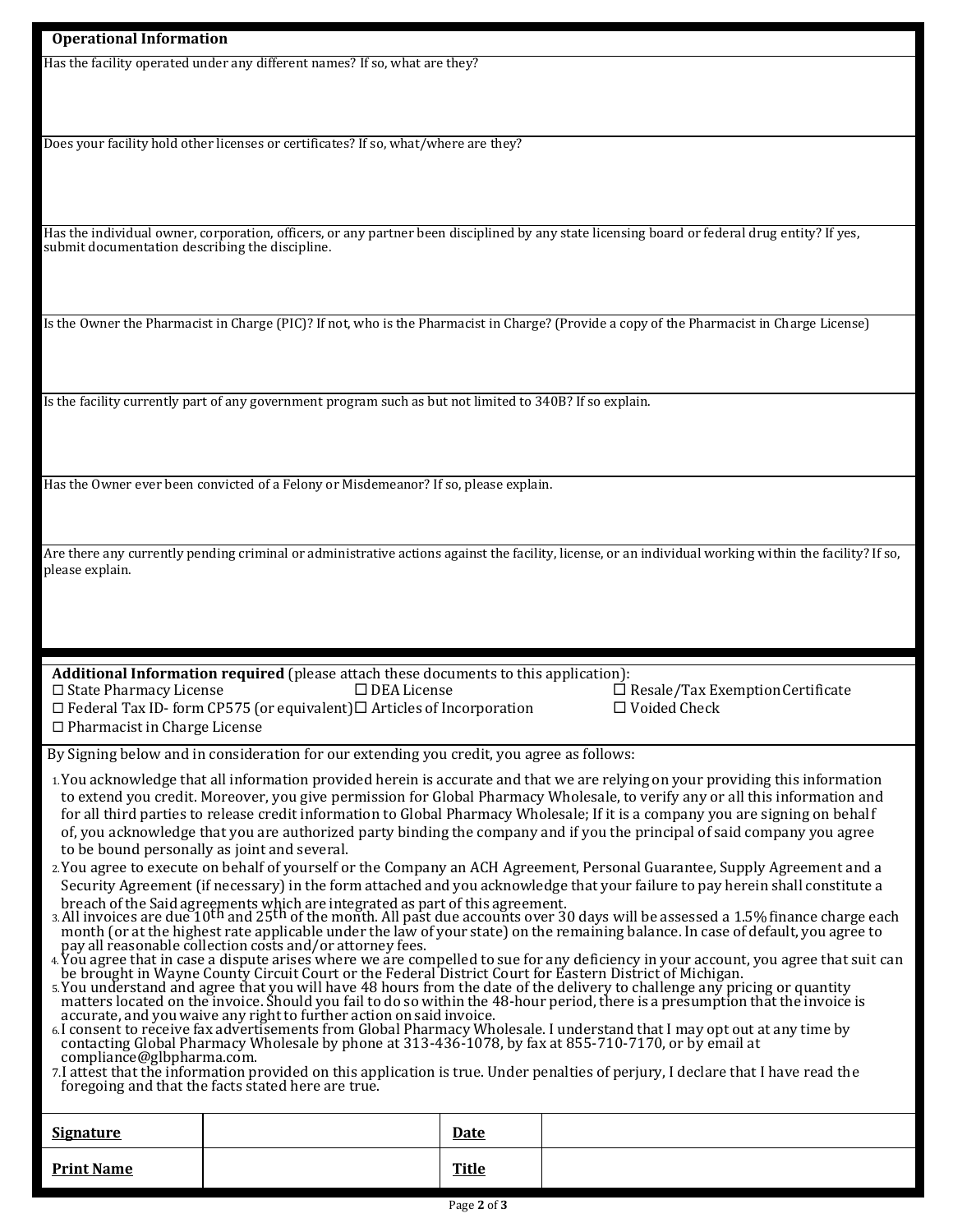## Operational Information

Has the facility operated under any different names? If so, what are they?

Does your facility hold other licenses or certificates? If so, what/where are they?

Has the individual owner, corporation, officers, or any partner been disciplined by any state licensing board or federal drug entity? If yes, submit documentation describing the discipline.

Is the Owner the Pharmacist in Charge (PIC)? If not, who is the Pharmacist in Charge? (Provide a copy of the Pharmacist in Charge License)

Is the facility currently part of any government program such as but not limited to 340B? If so explain.

Has the Owner ever been convicted of a Felony or Misdemeanor? If so, please explain.

Are there any currently pending criminal or administrative actions against the facility, license, or an individual working within the facility? If so, please explain.

**Additional Information required** (please attach these documents to this application):

☐ State Pharmacy License ☐ DEA License ☐ Resale/Tax Exemption Certificate
☐ Federal Tax ID- form CP575 (or equivalent) ☐ Articles of Incorporation ☐ Voided Check
☐ Pharmacist in Charge License

By Signing below and in consideration for our extending you credit, you agree as follows:

1. You acknowledge that all information provided herein is accurate and that we are relying on your providing this information to extend you credit. Moreover, you give permission for Global Pharmacy Wholesale, to verify any or all this information and for all third parties to release credit information to Global Pharmacy Wholesale; If it is a company you are signing on behalf of, you acknowledge that you are authorized party binding the company and if you the principal of said company you agree to be bound personally as joint and several.
2. You agree to execute on behalf of yourself or the Company an ACH Agreement, Personal Guarantee, Supply Agreement and a Security Agreement (if necessary) in the form attached and you acknowledge that your failure to pay herein shall constitute a breach of the Said agreements which are integrated as part of this agreement.
3. All invoices are due 10th and 25th of the month. All past due accounts over 30 days will be assessed a 1.5% finance charge each month (or at the highest rate applicable under the law of your state) on the remaining balance. In case of default, you agree to pay all reasonable collection costs and/or attorney fees.
4. You agree that in case a dispute arises where we are compelled to sue for any deficiency in your account, you agree that suit can be brought in Wayne County Circuit Court or the Federal District Court for Eastern District of Michigan.
5. You understand and agree that you will have 48 hours from the date of the delivery to challenge any pricing or quantity matters located on the invoice. Should you fail to do so within the 48-hour period, there is a presumption that the invoice is accurate, and you waive any right to further action on said invoice.
6. I consent to receive fax advertisements from Global Pharmacy Wholesale. I understand that I may opt out at any time by contacting Global Pharmacy Wholesale by phone at 313-436-1078, by fax at 855-710-7170, or by email at compliance@glbpharma.com.
7. I attest that the information provided on this application is true. Under penalties of perjury, I declare that I have read the foregoing and that the facts stated here are true.

| **Signature** | | **Date** | |
|---|---|---|---|
| **Print Name** | | **Title** | |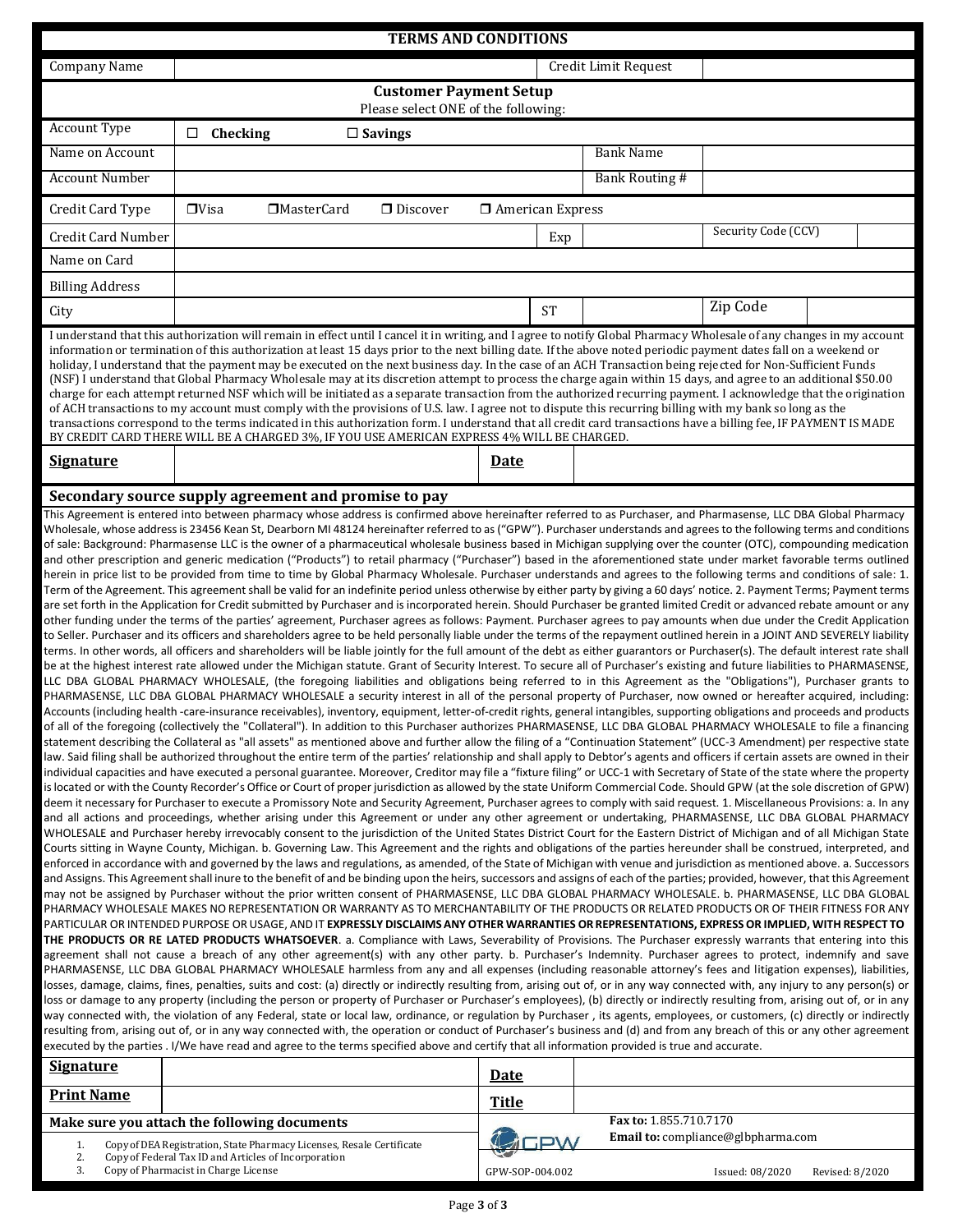## TERMS AND CONDITIONS

| | | | |
|---|---|---|---|
| Company Name | | Credit Limit Request | |

### Customer Payment Setup

Please select ONE of the following:

| | | | |
|---|---|---|---|
| Account Type | ☐ **Checking** ☐ **Savings** | | |
| Name on Account | | Bank Name | |
| Account Number | | Bank Routing # | |

| | | | | | |
|---|---|---|---|---|---|
| Credit Card Type | ☐Visa ☐MasterCard ☐ Discover ☐ American Express | | | | |
| Credit Card Number | | Exp | | Security Code (CCV) | |
| Name on Card | | | | | |
| Billing Address | | | | | |
| City | | ST | | Zip Code | |

I understand that this authorization will remain in effect until I cancel it in writing, and I agree to notify Global Pharmacy Wholesale of any changes in my account information or termination of this authorization at least 15 days prior to the next billing date. If the above noted periodic payment dates fall on a weekend or holiday, I understand that the payment may be executed on the next business day. In the case of an ACH Transaction being rejected for Non-Sufficient Funds (NSF) I understand that Global Pharmacy Wholesale may at its discretion attempt to process the charge again within 15 days, and agree to an additional $50.00 charge for each attempt returned NSF which will be initiated as a separate transaction from the authorized recurring payment. I acknowledge that the origination of ACH transactions to my account must comply with the provisions of U.S. law. I agree not to dispute this recurring billing with my bank so long as the transactions correspond to the terms indicated in this authorization form. I understand that all credit card transactions have a billing fee, IF PAYMENT IS MADE BY CREDIT CARD THERE WILL BE A CHARGED 3%, IF YOU USE AMERICAN EXPRESS 4% WILL BE CHARGED.

| | | | |
|---|---|---|---|
| **Signature** | | **Date** | |

### Secondary source supply agreement and promise to pay

This Agreement is entered into between pharmacy whose address is confirmed above hereinafter referred to as Purchaser, and Pharmasense, LLC DBA Global Pharmacy Wholesale, whose address is 23456 Kean St, Dearborn MI 48124 hereinafter referred to as ("GPW"). Purchaser understands and agrees to the following terms and conditions of sale: Background: Pharmasense LLC is the owner of a pharmaceutical wholesale business based in Michigan supplying over the counter (OTC), compounding medication and other prescription and generic medication ("Products") to retail pharmacy ("Purchaser") based in the aforementioned state under market favorable terms outlined herein in price list to be provided from time to time by Global Pharmacy Wholesale. Purchaser understands and agrees to the following terms and conditions of sale: 1. Term of the Agreement. This agreement shall be valid for an indefinite period unless otherwise by either party by giving a 60 days' notice. 2. Payment Terms; Payment terms are set forth in the Application for Credit submitted by Purchaser and is incorporated herein. Should Purchaser be granted limited Credit or advanced rebate amount or any other funding under the terms of the parties' agreement, Purchaser agrees as follows: Payment. Purchaser agrees to pay amounts when due under the Credit Application to Seller. Purchaser and its officers and shareholders agree to be held personally liable under the terms of the repayment outlined herein in a JOINT AND SEVERELY liability terms. In other words, all officers and shareholders will be liable jointly for the full amount of the debt as either guarantors or Purchaser(s). The default interest rate shall be at the highest interest rate allowed under the Michigan statute. Grant of Security Interest. To secure all of Purchaser's existing and future liabilities to PHARMASENSE, LLC DBA GLOBAL PHARMACY WHOLESALE, (the foregoing liabilities and obligations being referred to in this Agreement as the "Obligations"), Purchaser grants to PHARMASENSE, LLC DBA GLOBAL PHARMACY WHOLESALE a security interest in all of the personal property of Purchaser, now owned or hereafter acquired, including: Accounts (including health -care-insurance receivables), inventory, equipment, letter-of-credit rights, general intangibles, supporting obligations and proceeds and products of all of the foregoing (collectively the "Collateral"). In addition to this Purchaser authorizes PHARMASENSE, LLC DBA GLOBAL PHARMACY WHOLESALE to file a financing statement describing the Collateral as "all assets" as mentioned above and further allow the filing of a "Continuation Statement" (UCC-3 Amendment) per respective state law. Said filing shall be authorized throughout the entire term of the parties' relationship and shall apply to Debtor's agents and officers if certain assets are owned in their individual capacities and have executed a personal guarantee. Moreover, Creditor may file a "fixture filing" or UCC-1 with Secretary of State of the state where the property is located or with the County Recorder's Office or Court of proper jurisdiction as allowed by the state Uniform Commercial Code. Should GPW (at the sole discretion of GPW) deem it necessary for Purchaser to execute a Promissory Note and Security Agreement, Purchaser agrees to comply with said request. 1. Miscellaneous Provisions: a. In any and all actions and proceedings, whether arising under this Agreement or under any other agreement or undertaking, PHARMASENSE, LLC DBA GLOBAL PHARMACY WHOLESALE and Purchaser hereby irrevocably consent to the jurisdiction of the United States District Court for the Eastern District of Michigan and of all Michigan State Courts sitting in Wayne County, Michigan. b. Governing Law. This Agreement and the rights and obligations of the parties hereunder shall be construed, interpreted, and enforced in accordance with and governed by the laws and regulations, as amended, of the State of Michigan with venue and jurisdiction as mentioned above. a. Successors and Assigns. This Agreement shall inure to the benefit of and be binding upon the heirs, successors and assigns of each of the parties; provided, however, that this Agreement may not be assigned by Purchaser without the prior written consent of PHARMASENSE, LLC DBA GLOBAL PHARMACY WHOLESALE. b. PHARMASENSE, LLC DBA GLOBAL PHARMACY WHOLESALE MAKES NO REPRESENTATION OR WARRANTY AS TO MERCHANTABILITY OF THE PRODUCTS OR RELATED PRODUCTS OR OF THEIR FITNESS FOR ANY PARTICULAR OR INTENDED PURPOSE OR USAGE, AND IT **EXPRESSLY DISCLAIMS ANY OTHER WARRANTIES OR REPRESENTATIONS, EXPRESS OR IMPLIED, WITH RESPECT TO THE PRODUCTS OR RE LATED PRODUCTS WHATSOEVER**. a. Compliance with Laws, Severability of Provisions. The Purchaser expressly warrants that entering into this agreement shall not cause a breach of any other agreement(s) with any other party. b. Purchaser's Indemnity. Purchaser agrees to protect, indemnify and save PHARMASENSE, LLC DBA GLOBAL PHARMACY WHOLESALE harmless from any and all expenses (including reasonable attorney's fees and litigation expenses), liabilities, losses, damage, claims, fines, penalties, suits and cost: (a) directly or indirectly resulting from, arising out of, or in any way connected with, any injury to any person(s) or loss or damage to any property (including the person or property of Purchaser or Purchaser's employees), (b) directly or indirectly resulting from, arising out of, or in any way connected with, the violation of any Federal, state or local law, ordinance, or regulation by Purchaser , its agents, employees, or customers, (c) directly or indirectly resulting from, arising out of, or in any way connected with, the operation or conduct of Purchaser's business and (d) and from any breach of this or any other agreement executed by the parties . I/We have read and agree to the terms specified above and certify that all information provided is true and accurate.

| | | | |
|---|---|---|---|
| **Signature** | | **Date** | |
| **Print Name** | | **Title** | |

**Make sure you attach the following documents**

1. Copy of DEA Registration, State Pharmacy Licenses, Resale Certificate
2. Copy of Federal Tax ID and Articles of Incorporation
3. Copy of Pharmacist in Charge License

GPW

**Fax to:** 1.855.710.7170

**Email to:** compliance@glbpharma.com

GPW-SOP-004.002 Issued: 08/2020 Revised: 8/2020